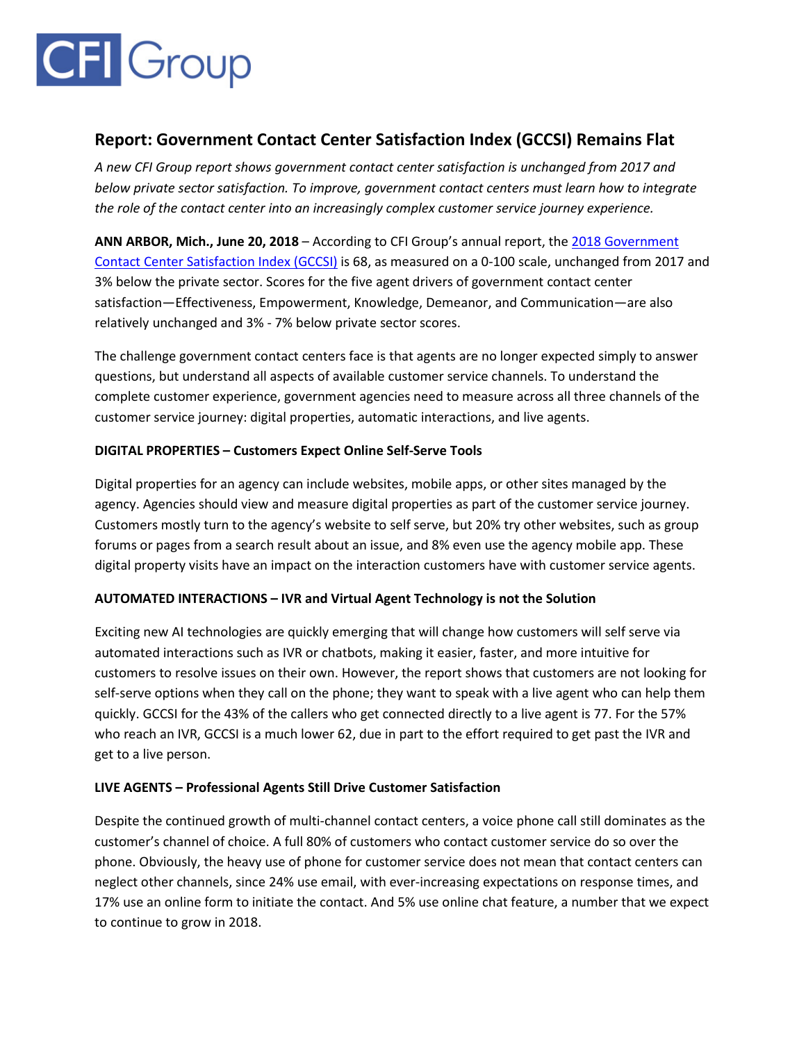CFI Group

## Report: Government Contact Center Satisfaction Index (GCCSI) Remains Flat

*A new CFI Group report shows government contact center satisfaction is unchanged from 2017 and below private sector satisfaction. To improve, government contact centers must learn how to integrate the role of the contact center into an increasingly complex customer service journey experience.*

**ANN ARBOR, Mich., June 20, 2018** – According to CFI Group's annual report, the 2018 Government Contact Center Satisfaction Index (GCCSI) is 68, as measured on a 0-100 scale, unchanged from 2017 and 3% below the private sector. Scores for the five agent drivers of government contact center satisfaction—Effectiveness, Empowerment, Knowledge, Demeanor, and Communication—are also relatively unchanged and 3% - 7% below private sector scores.

The challenge government contact centers face is that agents are no longer expected simply to answer questions, but understand all aspects of available customer service channels. To understand the complete customer experience, government agencies need to measure across all three channels of the customer service journey: digital properties, automatic interactions, and live agents.

**DIGITAL PROPERTIES – Customers Expect Online Self-Serve Tools**

Digital properties for an agency can include websites, mobile apps, or other sites managed by the agency. Agencies should view and measure digital properties as part of the customer service journey. Customers mostly turn to the agency's website to self serve, but 20% try other websites, such as group forums or pages from a search result about an issue, and 8% even use the agency mobile app. These digital property visits have an impact on the interaction customers have with customer service agents.

**AUTOMATED INTERACTIONS – IVR and Virtual Agent Technology is not the Solution**

Exciting new AI technologies are quickly emerging that will change how customers will self serve via automated interactions such as IVR or chatbots, making it easier, faster, and more intuitive for customers to resolve issues on their own. However, the report shows that customers are not looking for self-serve options when they call on the phone; they want to speak with a live agent who can help them quickly. GCCSI for the 43% of the callers who get connected directly to a live agent is 77. For the 57% who reach an IVR, GCCSI is a much lower 62, due in part to the effort required to get past the IVR and get to a live person.

**LIVE AGENTS – Professional Agents Still Drive Customer Satisfaction**

Despite the continued growth of multi-channel contact centers, a voice phone call still dominates as the customer's channel of choice. A full 80% of customers who contact customer service do so over the phone. Obviously, the heavy use of phone for customer service does not mean that contact centers can neglect other channels, since 24% use email, with ever-increasing expectations on response times, and 17% use an online form to initiate the contact. And 5% use online chat feature, a number that we expect to continue to grow in 2018.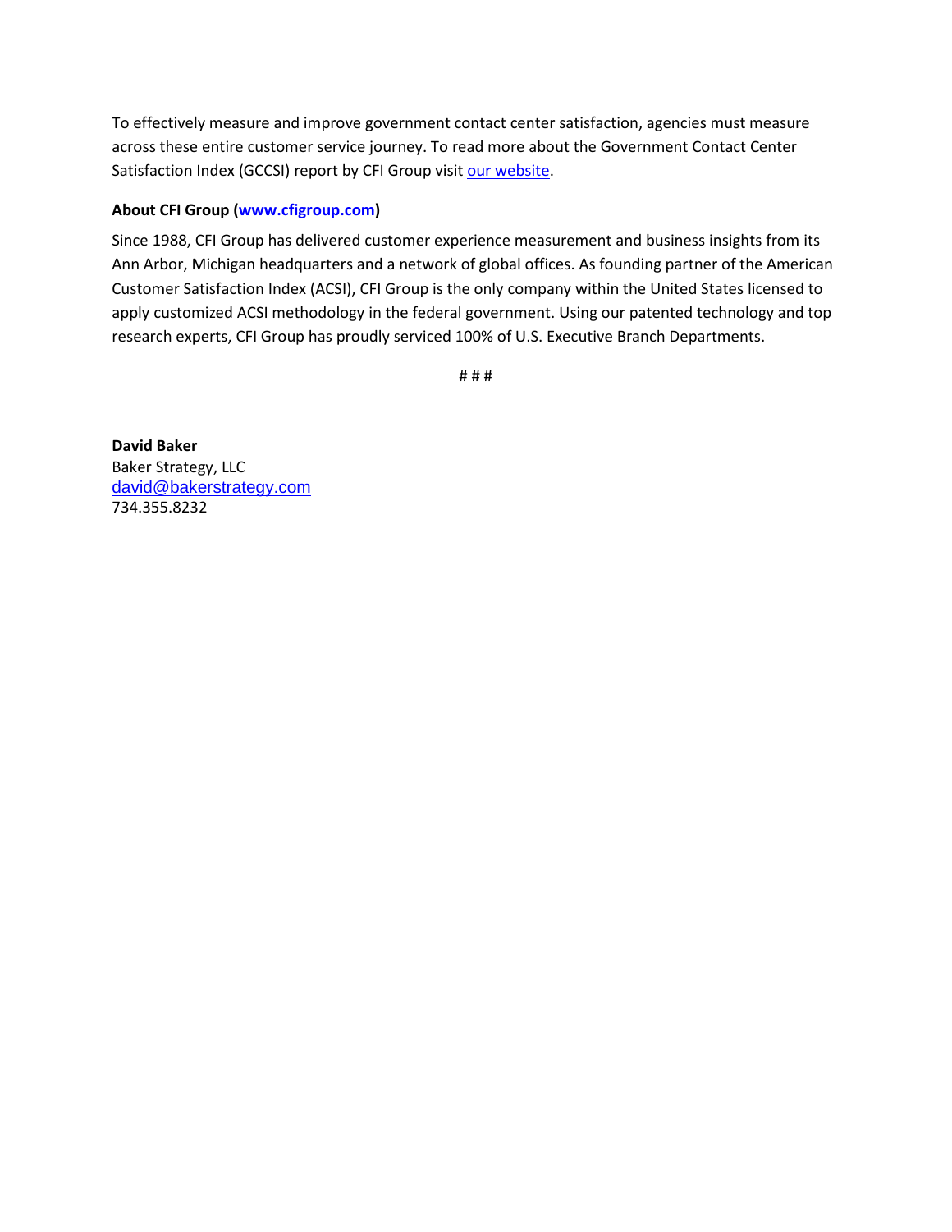To effectively measure and improve government contact center satisfaction, agencies must measure across these entire customer service journey. To read more about the Government Contact Center Satisfaction Index (GCCSI) report by CFI Group visit our website.

**About CFI Group (www.cfigroup.com)**

Since 1988, CFI Group has delivered customer experience measurement and business insights from its Ann Arbor, Michigan headquarters and a network of global offices. As founding partner of the American Customer Satisfaction Index (ACSI), CFI Group is the only company within the United States licensed to apply customized ACSI methodology in the federal government. Using our patented technology and top research experts, CFI Group has proudly serviced 100% of U.S. Executive Branch Departments.

# # #

**David Baker**
Baker Strategy, LLC
david@bakerstrategy.com
734.355.8232